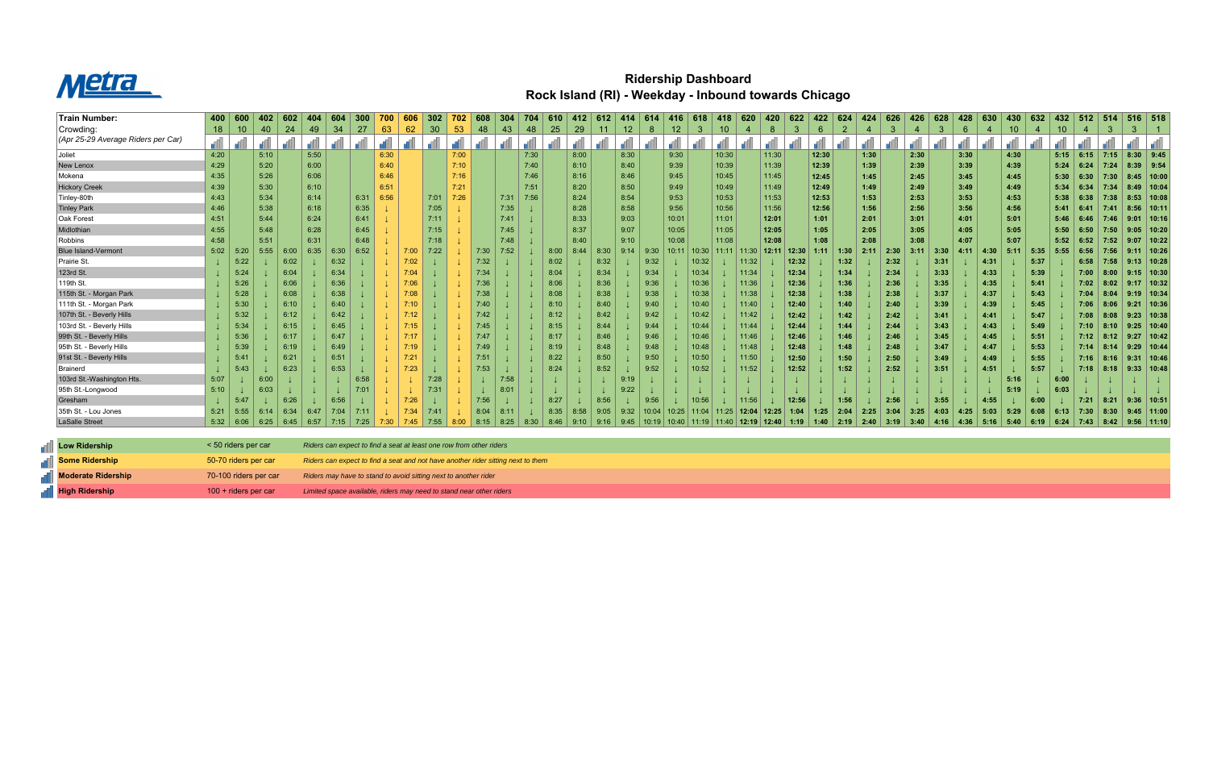# Ridership Dashboard

## Rock Island (RI) - Weekday - Inbound towards Chicago

| Train Number: | 400 | 600 | 402 | 602 | 404 | 604 | 300 | 700 | 606 | 302 | 702 | 608 | 304 | 704 | 610 | 412 | 612 | 414 | 614 | 416 | 618 | 418 | 620 | 420 | 622 | 422 | 624 | 424 | 626 | 426 | 628 | 428 | 630 | 430 | 632 | 432 | 512 | 514 | 516 | 518 |
|---|---|---|---|---|---|---|---|---|---|---|---|---|---|---|---|---|---|---|---|---|---|---|---|---|---|---|---|---|---|---|---|---|---|---|---|---|---|---|---|---|
| Crowding: (Apr 25-29 Average Riders per Car) | 18 | 10 | 40 | 24 | 49 | 34 | 27 | 63 | 62 | 30 | 53 | 48 | 43 | 48 | 25 | 29 | 11 | 12 | 8 | 12 | 3 | 10 | 4 | 8 | 3 | 6 | 2 | 4 | 3 | 4 | 3 | 6 | 4 | 10 | 4 | 10 | 4 | 3 | 3 | 1 |
| Joliet | 4:20 | | 5:10 | | 5:50 | | | 6:30 | | | 7:00 | | | 7:30 | | 8:00 | | 8:30 | | 9:30 | | 10:30 | | 11:30 | | 12:30 | | 1:30 | | 2:30 | | 3:30 | | 4:30 | | 5:15 | 6:15 | 7:15 | 8:30 | 9:45 |
| New Lenox | 4:29 | | 5:20 | | 6:00 | | | 6:40 | | | 7:10 | | | 7:40 | | 8:10 | | 8:40 | | 9:39 | | 10:39 | | 11:39 | | 12:39 | | 1:39 | | 2:39 | | 3:39 | | 4:39 | | 5:24 | 6:24 | 7:24 | 8:39 | 9:54 |
| Mokena | 4:35 | | 5:26 | | 6:06 | | | 6:46 | | | 7:16 | | | 7:46 | | 8:16 | | 8:46 | | 9:45 | | 10:45 | | 11:45 | | 12:45 | | 1:45 | | 2:45 | | 3:45 | | 4:45 | | 5:30 | 6:30 | 7:30 | 8:45 | 10:00 |
| Hickory Creek | 4:39 | | 5:30 | | 6:10 | | | 6:51 | | | 7:21 | | | 7:51 | | 8:20 | | 8:50 | | 9:49 | | 10:49 | | 11:49 | | 12:49 | | 1:49 | | 2:49 | | 3:49 | | 4:49 | | 5:34 | 6:34 | 7:34 | 8:49 | 10:04 |
| Tinley-80th | 4:43 | | 5:34 | | 6:14 | | 6:31 | 6:56 | | 7:01 | 7:26 | | 7:31 | 7:56 | | 8:24 | | 8:54 | | 9:53 | | 10:53 | | 11:53 | | 12:53 | | 1:53 | | 2:53 | | 3:53 | | 4:53 | | 5:38 | 6:38 | 7:38 | 8:53 | 10:08 |
| Tinley Park | 4:46 | | 5:38 | | 6:18 | | 6:35 | ↓ | | 7:05 | ↓ | | 7:35 | ↓ | | 8:28 | | 8:58 | | 9:56 | | 10:56 | | 11:56 | | 12:56 | | 1:56 | | 2:56 | | 3:56 | | 4:56 | | 5:41 | 6:41 | 7:41 | 8:56 | 10:11 |
| Oak Forest | 4:51 | | 5:44 | | 6:24 | | 6:41 | ↓ | | 7:11 | ↓ | | 7:41 | ↓ | | 8:33 | | 9:03 | | 10:01 | | 11:01 | | 12:01 | | 1:01 | | 2:01 | | 3:01 | | 4:01 | | 5:01 | | 5:46 | 6:46 | 7:46 | 9:01 | 10:16 |
| Midlothian | 4:55 | | 5:48 | | 6:28 | | 6:45 | ↓ | | 7:15 | ↓ | | 7:45 | ↓ | | 8:37 | | 9:07 | | 10:05 | | 11:05 | | 12:05 | | 1:05 | | 2:05 | | 3:05 | | 4:05 | | 5:05 | | 5:50 | 6:50 | 7:50 | 9:05 | 10:20 |
| Robbins | 4:58 | | 5:51 | | 6:31 | | 6:48 | ↓ | | 7:18 | ↓ | | 7:48 | ↓ | | 8:40 | | 9:10 | | 10:08 | | 11:08 | | 12:08 | | 1:08 | | 2:08 | | 3:08 | | 4:07 | | 5:07 | | 5:52 | 6:52 | 7:52 | 9:07 | 10:22 |
| Blue Island-Vermont | 5:02 | 5:20 | 5:55 | 6:00 | 6:35 | 6:30 | 6:52 | ↓ | 7:00 | 7:22 | ↓ | 7:30 | 7:52 | ↓ | 8:00 | 8:44 | 8:30 | 9:14 | 9:30 | 10:11 | 10:30 | 11:11 | 11:30 | 12:11 | 12:30 | 1:11 | 1:30 | 2:11 | 2:30 | 3:11 | 3:30 | 4:11 | 4:30 | 5:11 | 5:35 | 5:55 | 6:56 | 7:56 | 9:11 | 10:26 |
| Prairie St. | ↓ | 5:22 | ↓ | 6:02 | ↓ | 6:32 | ↓ | ↓ | 7:02 | ↓ | ↓ | 7:32 | ↓ | ↓ | 8:02 | ↓ | 8:32 | ↓ | 9:32 | ↓ | 10:32 | ↓ | 11:32 | ↓ | 12:32 | ↓ | 1:32 | ↓ | 2:32 | ↓ | 3:31 | ↓ | 4:31 | ↓ | 5:37 | ↓ | 6:58 | 7:58 | 9:13 | 10:28 |
| 123rd St. | ↓ | 5:24 | ↓ | 6:04 | ↓ | 6:34 | ↓ | ↓ | 7:04 | ↓ | ↓ | 7:34 | ↓ | ↓ | 8:04 | ↓ | 8:34 | ↓ | 9:34 | ↓ | 10:34 | ↓ | 11:34 | ↓ | 12:34 | ↓ | 1:34 | ↓ | 2:34 | ↓ | 3:33 | ↓ | 4:33 | ↓ | 5:39 | ↓ | 7:00 | 8:00 | 9:15 | 10:30 |
| 119th St. | ↓ | 5:26 | ↓ | 6:06 | ↓ | 6:36 | ↓ | ↓ | 7:06 | ↓ | ↓ | 7:36 | ↓ | ↓ | 8:06 | ↓ | 8:36 | ↓ | 9:36 | ↓ | 10:36 | ↓ | 11:36 | ↓ | 12:36 | ↓ | 1:36 | ↓ | 2:36 | ↓ | 3:35 | ↓ | 4:35 | ↓ | 5:41 | ↓ | 7:02 | 8:02 | 9:17 | 10:32 |
| 115th St. - Morgan Park | ↓ | 5:28 | ↓ | 6:08 | ↓ | 6:38 | ↓ | ↓ | 7:08 | ↓ | ↓ | 7:38 | ↓ | ↓ | 8:08 | ↓ | 8:38 | ↓ | 9:38 | ↓ | 10:38 | ↓ | 11:38 | ↓ | 12:38 | ↓ | 1:38 | ↓ | 2:38 | ↓ | 3:37 | ↓ | 4:37 | ↓ | 5:43 | ↓ | 7:04 | 8:04 | 9:19 | 10:34 |
| 111th St. - Morgan Park | ↓ | 5:30 | ↓ | 6:10 | ↓ | 6:40 | ↓ | ↓ | 7:10 | ↓ | ↓ | 7:40 | ↓ | ↓ | 8:10 | ↓ | 8:40 | ↓ | 9:40 | ↓ | 10:40 | ↓ | 11:40 | ↓ | 12:40 | ↓ | 1:40 | ↓ | 2:40 | ↓ | 3:39 | ↓ | 4:39 | ↓ | 5:45 | ↓ | 7:06 | 8:06 | 9:21 | 10:36 |
| 107th St. - Beverly Hills | ↓ | 5:32 | ↓ | 6:12 | ↓ | 6:42 | ↓ | ↓ | 7:12 | ↓ | ↓ | 7:42 | ↓ | ↓ | 8:12 | ↓ | 8:42 | ↓ | 9:42 | ↓ | 10:42 | ↓ | 11:42 | ↓ | 12:42 | ↓ | 1:42 | ↓ | 2:42 | ↓ | 3:41 | ↓ | 4:41 | ↓ | 5:47 | ↓ | 7:08 | 8:08 | 9:23 | 10:38 |
| 103rd St. - Beverly Hills | ↓ | 5:34 | ↓ | 6:15 | ↓ | 6:45 | ↓ | ↓ | 7:15 | ↓ | ↓ | 7:45 | ↓ | ↓ | 8:15 | ↓ | 8:44 | ↓ | 9:44 | ↓ | 10:44 | ↓ | 11:44 | ↓ | 12:44 | ↓ | 1:44 | ↓ | 2:44 | ↓ | 3:43 | ↓ | 4:43 | ↓ | 5:49 | ↓ | 7:10 | 8:10 | 9:25 | 10:40 |
| 99th St. - Beverly Hills | ↓ | 5:36 | ↓ | 6:17 | ↓ | 6:47 | ↓ | ↓ | 7:17 | ↓ | ↓ | 7:47 | ↓ | ↓ | 8:17 | ↓ | 8:46 | ↓ | 9:46 | ↓ | 10:46 | ↓ | 11:46 | ↓ | 12:46 | ↓ | 1:46 | ↓ | 2:46 | ↓ | 3:45 | ↓ | 4:45 | ↓ | 5:51 | ↓ | 7:12 | 8:12 | 9:27 | 10:42 |
| 95th St. - Beverly Hills | ↓ | 5:39 | ↓ | 6:19 | ↓ | 6:49 | ↓ | ↓ | 7:19 | ↓ | ↓ | 7:49 | ↓ | ↓ | 8:19 | ↓ | 8:48 | ↓ | 9:48 | ↓ | 10:48 | ↓ | 11:48 | ↓ | 12:48 | ↓ | 1:48 | ↓ | 2:48 | ↓ | 3:47 | ↓ | 4:47 | ↓ | 5:53 | ↓ | 7:14 | 8:14 | 9:29 | 10:44 |
| 91st St. - Beverly Hills | ↓ | 5:41 | ↓ | 6:21 | ↓ | 6:51 | ↓ | ↓ | 7:21 | ↓ | ↓ | 7:51 | ↓ | ↓ | 8:22 | ↓ | 8:50 | ↓ | 9:50 | ↓ | 10:50 | ↓ | 11:50 | ↓ | 12:50 | ↓ | 1:50 | ↓ | 2:50 | ↓ | 3:49 | ↓ | 4:49 | ↓ | 5:55 | ↓ | 7:16 | 8:16 | 9:31 | 10:46 |
| Brainerd | ↓ | 5:43 | ↓ | 6:23 | ↓ | 6:53 | ↓ | ↓ | 7:23 | ↓ | ↓ | 7:53 | ↓ | ↓ | 8:24 | ↓ | 8:52 | ↓ | 9:52 | ↓ | 10:52 | ↓ | 11:52 | ↓ | 12:52 | ↓ | 1:52 | ↓ | 2:52 | ↓ | 3:51 | ↓ | 4:51 | ↓ | 5:57 | ↓ | 7:18 | 8:18 | 9:33 | 10:48 |
| 103rd St.-Washington Hts. | 5:07 | ↓ | 6:00 | ↓ | ↓ | ↓ | 6:58 | ↓ | ↓ | 7:28 | ↓ | ↓ | 7:58 | ↓ | ↓ | ↓ | ↓ | 9:19 | ↓ | ↓ | ↓ | ↓ | ↓ | ↓ | ↓ | ↓ | ↓ | ↓ | ↓ | ↓ | ↓ | ↓ | ↓ | 5:16 | ↓ | 6:00 | ↓ | ↓ | ↓ | ↓ |
| 95th St.-Longwood | 5:10 | ↓ | 6:03 | ↓ | ↓ | ↓ | 7:01 | ↓ | ↓ | 7:31 | ↓ | ↓ | 8:01 | ↓ | ↓ | ↓ | ↓ | 9:22 | ↓ | ↓ | ↓ | ↓ | ↓ | ↓ | ↓ | ↓ | ↓ | ↓ | ↓ | ↓ | ↓ | ↓ | ↓ | 5:19 | ↓ | 6:03 | ↓ | ↓ | ↓ | ↓ |
| Gresham | ↓ | 5:47 | ↓ | 6:26 | ↓ | 6:56 | ↓ | ↓ | 7:26 | ↓ | ↓ | 7:56 | ↓ | ↓ | 8:27 | ↓ | 8:56 | ↓ | 9:56 | ↓ | 10:56 | ↓ | 11:56 | ↓ | 12:56 | ↓ | 1:56 | ↓ | 2:56 | ↓ | 3:55 | ↓ | 4:55 | ↓ | 6:00 | ↓ | 7:21 | 8:21 | 9:36 | 10:51 |
| 35th St. - Lou Jones | 5:21 | 5:55 | 6:14 | 6:34 | 6:47 | 7:04 | 7:11 | ↓ | 7:34 | 7:41 | ↓ | 8:04 | 8:11 | ↓ | 8:35 | 8:58 | 9:05 | 9:32 | 10:04 | 10:25 | 11:04 | 11:25 | 12:04 | 12:25 | 1:04 | 1:25 | 2:04 | 2:25 | 3:04 | 3:25 | 4:03 | 4:25 | 5:03 | 5:29 | 6:08 | 6:13 | 7:30 | 8:30 | 9:45 | 11:00 |
| LaSalle Street | 5:32 | 6:06 | 6:25 | 6:45 | 6:57 | 7:15 | 7:25 | 7:30 | 7:45 | 7:55 | 8:00 | 8:15 | 8:25 | 8:30 | 8:46 | 9:10 | 9:16 | 9:45 | 10:19 | 10:40 | 11:19 | 11:40 | 12:19 | 12:40 | 1:19 | 1:40 | 2:19 | 2:40 | 3:19 | 3:40 | 4:16 | 4:36 | 5:16 | 5:40 | 6:19 | 6:24 | 7:43 | 8:42 | 9:56 | 11:10 |

| | | |
|---|---|---|
| **Low Ridership** | < 50 riders per car | *Riders can expect to find a seat at least one row from other riders* |
| **Some Ridership** | 50-70 riders per car | *Riders can expect to find a seat and not have another rider sitting next to them* |
| **Moderate Ridership** | 70-100 riders per car | *Riders may have to stand to avoid sitting next to another rider* |
| **High Ridership** | 100 + riders per car | *Limited space available, riders may need to stand near other riders* |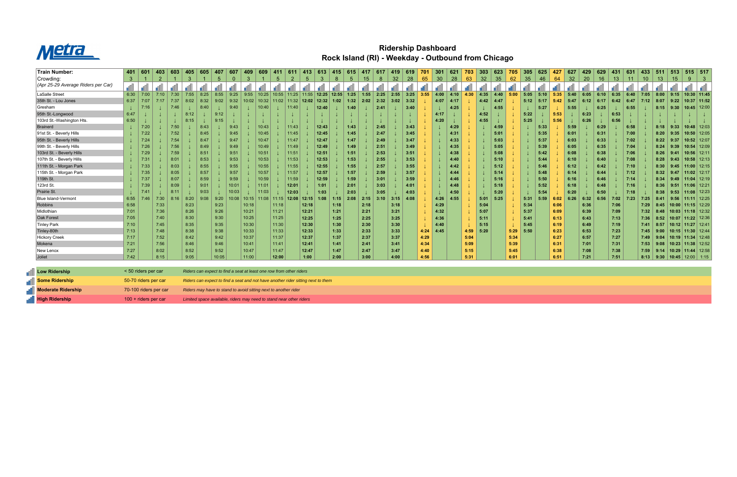# Ridership Dashboard
## Rock Island (RI) - Weekday - Outbound from Chicago

| Train Number: | 401 | 601 | 403 | 603 | 405 | 605 | 407 | 607 | 409 | 609 | 411 | 611 | 413 | 613 | 415 | 615 | 417 | 617 | 419 | 619 | 701 | 301 | 621 | 703 | 303 | 623 | 705 | 305 | 625 | 427 | 627 | 429 | 629 | 431 | 631 | 433 | 511 | 513 | 515 | 517 |
|---|---|---|---|---|---|---|---|---|---|---|---|---|---|---|---|---|---|---|---|---|---|---|---|---|---|---|---|---|---|---|---|---|---|---|---|---|---|---|---|---|
| Crowding: | 3 | 1 | 2 | 1 | 3 | 1 | 5 | 0 | 3 | 1 | 5 | 2 | 5 | 3 | 8 | 5 | 15 | 8 | 32 | 28 | 65 | 30 | 28 | 63 | 32 | 35 | 62 | 35 | 46 | 64 | 32 | 20 | 16 | 13 | 11 | 10 | 13 | 15 | 9 | 3 |
| *(Apr 25-29 Average Riders per Car)* | | | | | | | | | | | | | | | | | | | | | | | | | | | | | | | | | | | | | | | | |
| LaSalle Street | 6:30 | 7:00 | 7:10 | 7:30 | 7:55 | 8:25 | 8:55 | 9:25 | 9:55 | 10:25 | 10:55 | 11:25 | 11:55 | 12:25 | 12:55 | 1:25 | 1:55 | 2:25 | 2:55 | 3:25 | 3:55 | 4:00 | 4:10 | 4:30 | 4:35 | 4:40 | 5:00 | 5:05 | 5:10 | 5:35 | 5:40 | 6:05 | 6:10 | 6:35 | 6:40 | 7:05 | 8:00 | 9:15 | 10:30 | 11:45 |
| 35th St. - Lou Jones | 6:37 | 7:07 | 7:17 | 7:37 | 8:02 | 8:32 | 9:02 | 9:32 | 10:02 | 10:32 | 11:02 | 11:32 | 12:02 | 12:32 | 1:02 | 1:32 | 2:02 | 2:32 | 3:02 | 3:32 | ↓ | 4:07 | 4:17 | ↓ | 4:42 | 4:47 | ↓ | 5:12 | 5:17 | 5:42 | 5:47 | 6:12 | 6:17 | 6:42 | 6:47 | 7:12 | 8:07 | 9:22 | 10:37 | 11:52 |
| Gresham | ↓ | 7:16 | ↓ | 7:46 | ↓ | 8:40 | ↓ | 9:40 | ↓ | 10:40 | ↓ | 11:40 | ↓ | 12:40 | ↓ | 1:40 | ↓ | 2:41 | ↓ | 3:40 | ↓ | ↓ | 4:25 | ↓ | ↓ | 4:55 | ↓ | ↓ | 5:27 | ↓ | 5:55 | ↓ | 6:25 | ↓ | 6:55 | ↓ | 8:15 | 9:30 | 10:45 | 12:00 |
| 95th St.-Longwood | 6:47 | ↓ | ↓ | ↓ | 8:12 | ↓ | 9:12 | ↓ | ↓ | ↓ | ↓ | ↓ | ↓ | ↓ | ↓ | ↓ | ↓ | ↓ | ↓ | ↓ | ↓ | 4:17 | ↓ | ↓ | 4:52 | ↓ | ↓ | 5:22 | ↓ | 5:53 | ↓ | 6:23 | ↓ | 6:53 | ↓ | ↓ | ↓ | ↓ | ↓ | ↓ |
| 103rd St.-Washington Hts. | 6:50 | ↓ | ↓ | ↓ | 8:15 | ↓ | 9:15 | ↓ | ↓ | ↓ | ↓ | ↓ | ↓ | ↓ | ↓ | ↓ | ↓ | ↓ | ↓ | ↓ | ↓ | 4:20 | ↓ | ↓ | 4:55 | ↓ | ↓ | 5:25 | ↓ | 5:56 | ↓ | 6:26 | ↓ | 6:56 | ↓ | ↓ | ↓ | ↓ | ↓ | ↓ |
| Brainerd | ↓ | 7:20 | ↓ | 7:50 | ↓ | 8:43 | ↓ | 9:43 | ↓ | 10:43 | ↓ | 11:43 | ↓ | 12:43 | ↓ | 1:43 | ↓ | 2:45 | ↓ | 3:43 | ↓ | ↓ | 4:29 | ↓ | ↓ | 4:59 | ↓ | ↓ | 5:33 | ↓ | 5:59 | ↓ | 6:29 | ↓ | 6:58 | ↓ | 8:18 | 9:33 | 10:48 | 12:03 |
| 91st St. - Beverly Hills | ↓ | 7:22 | ↓ | 7:52 | ↓ | 8:45 | ↓ | 9:45 | ↓ | 10:45 | ↓ | 11:45 | ↓ | 12:45 | ↓ | 1:45 | ↓ | 2:47 | ↓ | 3:45 | ↓ | ↓ | 4:31 | ↓ | ↓ | 5:01 | ↓ | ↓ | 5:35 | ↓ | 6:01 | ↓ | 6:31 | ↓ | 7:00 | ↓ | 8:20 | 9:35 | 10:50 | 12:05 |
| 95th St. - Beverly Hills | ↓ | 7:24 | ↓ | 7:54 | ↓ | 8:47 | ↓ | 9:47 | ↓ | 10:47 | ↓ | 11:47 | ↓ | 12:47 | ↓ | 1:47 | ↓ | 2:49 | ↓ | 3:47 | ↓ | ↓ | 4:33 | ↓ | ↓ | 5:03 | ↓ | ↓ | 5:37 | ↓ | 6:03 | ↓ | 6:33 | ↓ | 7:02 | ↓ | 8:22 | 9:37 | 10:52 | 12:07 |
| 99th St. - Beverly Hills | ↓ | 7:26 | ↓ | 7:56 | ↓ | 8:49 | ↓ | 9:49 | ↓ | 10:49 | ↓ | 11:49 | ↓ | 12:49 | ↓ | 1:49 | ↓ | 2:51 | ↓ | 3:49 | ↓ | ↓ | 4:35 | ↓ | ↓ | 5:05 | ↓ | ↓ | 5:39 | ↓ | 6:05 | ↓ | 6:35 | ↓ | 7:04 | ↓ | 8:24 | 9:39 | 10:54 | 12:09 |
| 103rd St. - Beverly Hills | ↓ | 7:29 | ↓ | 7:59 | ↓ | 8:51 | ↓ | 9:51 | ↓ | 10:51 | ↓ | 11:51 | ↓ | 12:51 | ↓ | 1:51 | ↓ | 2:53 | ↓ | 3:51 | ↓ | ↓ | 4:38 | ↓ | ↓ | 5:08 | ↓ | ↓ | 5:42 | ↓ | 6:08 | ↓ | 6:38 | ↓ | 7:06 | ↓ | 8:26 | 9:41 | 10:56 | 12:11 |
| 107th St. - Beverly Hills | ↓ | 7:31 | ↓ | 8:01 | ↓ | 8:53 | ↓ | 9:53 | ↓ | 10:53 | ↓ | 11:53 | ↓ | 12:53 | ↓ | 1:53 | ↓ | 2:55 | ↓ | 3:53 | ↓ | ↓ | 4:40 | ↓ | ↓ | 5:10 | ↓ | ↓ | 5:44 | ↓ | 6:10 | ↓ | 6:40 | ↓ | 7:08 | ↓ | 8:28 | 9:43 | 10:58 | 12:13 |
| 111th St. - Morgan Park | ↓ | 7:33 | ↓ | 8:03 | ↓ | 8:55 | ↓ | 9:55 | ↓ | 10:55 | ↓ | 11:55 | ↓ | 12:55 | ↓ | 1:55 | ↓ | 2:57 | ↓ | 3:55 | ↓ | ↓ | 4:42 | ↓ | ↓ | 5:12 | ↓ | ↓ | 5:46 | ↓ | 6:12 | ↓ | 6:42 | ↓ | 7:10 | ↓ | 8:30 | 9:45 | 11:00 | 12:15 |
| 115th St. - Morgan Park | ↓ | 7:35 | ↓ | 8:05 | ↓ | 8:57 | ↓ | 9:57 | ↓ | 10:57 | ↓ | 11:57 | ↓ | 12:57 | ↓ | 1:57 | ↓ | 2:59 | ↓ | 3:57 | ↓ | ↓ | 4:44 | ↓ | ↓ | 5:14 | ↓ | ↓ | 5:48 | ↓ | 6:14 | ↓ | 6:44 | ↓ | 7:12 | ↓ | 8:32 | 9:47 | 11:02 | 12:17 |
| 119th St. | ↓ | 7:37 | ↓ | 8:07 | ↓ | 8:59 | ↓ | 9:59 | ↓ | 10:59 | ↓ | 11:59 | ↓ | 12:59 | ↓ | 1:59 | ↓ | 3:01 | ↓ | 3:59 | ↓ | ↓ | 4:46 | ↓ | ↓ | 5:16 | ↓ | ↓ | 5:50 | ↓ | 6:16 | ↓ | 6:46 | ↓ | 7:14 | ↓ | 8:34 | 9:49 | 11:04 | 12:19 |
| 123rd St. | ↓ | 7:39 | ↓ | 8:09 | ↓ | 9:01 | ↓ | 10:01 | ↓ | 11:01 | ↓ | 12:01 | ↓ | 1:01 | ↓ | 2:01 | ↓ | 3:03 | ↓ | 4:01 | ↓ | ↓ | 4:48 | ↓ | ↓ | 5:18 | ↓ | ↓ | 5:52 | ↓ | 6:18 | ↓ | 6:48 | ↓ | 7:16 | ↓ | 8:36 | 9:51 | 11:06 | 12:21 |
| Prairie St. | ↓ | 7:41 | ↓ | 8:11 | ↓ | 9:03 | ↓ | 10:03 | ↓ | 11:03 | ↓ | 12:03 | ↓ | 1:03 | ↓ | 2:03 | ↓ | 3:05 | ↓ | 4:03 | ↓ | ↓ | 4:50 | ↓ | ↓ | 5:20 | ↓ | ↓ | 5:54 | ↓ | 6:20 | ↓ | 6:50 | ↓ | 7:18 | ↓ | 8:38 | 9:53 | 11:08 | 12:23 |
| Blue Island-Vermont | 6:55 | 7:46 | 7:30 | 8:16 | 8:20 | 9:08 | 9:20 | 10:08 | 10:15 | 11:08 | 11:15 | 12:08 | 12:15 | 1:08 | 1:15 | 2:08 | 2:15 | 3:10 | 3:15 | 4:08 | ↓ | 4:26 | 4:55 | ↓ | 5:01 | 5:25 | ↓ | 5:31 | 5:59 | 6:02 | 6:26 | 6:32 | 6:56 | 7:02 | 7:23 | 7:25 | 8:41 | 9:56 | 11:11 | 12:25 |
| Robbins | 6:58 | | 7:33 | | 8:23 | | 9:23 | | 10:18 | | 11:18 | | 12:18 | | 1:18 | | 2:18 | | 3:18 | | ↓ | 4:29 | | ↓ | 5:04 | | ↓ | 5:34 | | 6:06 | | 6:36 | | 7:06 | | 7:29 | 8:45 | 10:00 | 11:15 | 12:29 |
| Midlothian | 7:01 | | 7:36 | | 8:26 | | 9:26 | | 10:21 | | 11:21 | | 12:21 | | 1:21 | | 2:21 | | 3:21 | | ↓ | 4:32 | | ↓ | 5:07 | | ↓ | 5:37 | | 6:09 | | 6:39 | | 7:09 | | 7:32 | 8:48 | 10:03 | 11:18 | 12:32 |
| Oak Forest | 7:05 | | 7:40 | | 8:30 | | 9:30 | | 10:25 | | 11:25 | | 12:25 | | 1:25 | | 2:25 | | 3:25 | | ↓ | 4:36 | | ↓ | 5:11 | | ↓ | 5:41 | | 6:13 | | 6:43 | | 7:13 | | 7:36 | 8:52 | 10:07 | 11:22 | 12:36 |
| Tinley Park | 7:10 | | 7:45 | | 8:35 | | 9:35 | | 10:30 | | 11:30 | | 12:30 | | 1:30 | | 2:30 | | 3:30 | | ↓ | 4:40 | | ↓ | 5:15 | | ↓ | 5:45 | | 6:19 | | 6:49 | | 7:19 | | 7:41 | 8:57 | 10:12 | 11:27 | 12:41 |
| Tinley-80th | 7:13 | | 7:48 | | 8:38 | | 9:38 | | 10:33 | | 11:33 | | 12:33 | | 1:33 | | 2:33 | | 3:33 | | 4:24 | 4:45 | | 4:59 | 5:20 | | 5:29 | 5:50 | | 6:23 | | 6:53 | | 7:23 | | 7:45 | 9:00 | 10:15 | 11:30 | 12:44 |
| Hickory Creek | 7:17 | | 7:52 | | 8:42 | | 9:42 | | 10:37 | | 11:37 | | 12:37 | | 1:37 | | 2:37 | | 3:37 | | 4:29 | | | 5:04 | | | 5:34 | | | 6:27 | | 6:57 | | 7:27 | | 7:49 | 9:04 | 10:19 | 11:34 | 12:48 |
| Mokena | 7:21 | | 7:56 | | 8:46 | | 9:46 | | 10:41 | | 11:41 | | 12:41 | | 1:41 | | 2:41 | | 3:41 | | 4:34 | | | 5:09 | | | 5:39 | | | 6:31 | | 7:01 | | 7:31 | | 7:53 | 9:08 | 10:23 | 11:38 | 12:52 |
| New Lenox | 7:27 | | 8:02 | | 8:52 | | 9:52 | | 10:47 | | 11:47 | | 12:47 | | 1:47 | | 2:47 | | 3:47 | | 4:40 | | | 5:15 | | | 5:45 | | | 6:38 | | 7:08 | | 7:38 | | 7:59 | 9:14 | 10:29 | 11:44 | 12:58 |
| Joliet | 7:42 | | 8:15 | | 9:05 | | 10:05 | | 11:00 | | 12:00 | | 1:00 | | 2:00 | | 3:00 | | 4:00 | | 4:56 | | | 5:31 | | | 6:01 | | | 6:51 | | 7:21 | | 7:51 | | 8:13 | 9:30 | 10:45 | 12:00 | 1:15 |

| | | |
|---|---|---|
| **Low Ridership** | < 50 riders per car | *Riders can expect to find a seat at least one row from other riders* |
| **Some Ridership** | 50-70 riders per car | *Riders can expect to find a seat and not have another rider sitting next to them* |
| **Moderate Ridership** | 70-100 riders per car | *Riders may have to stand to avoid sitting next to another rider* |
| **High Ridership** | 100 + riders per car | *Limited space available, riders may need to stand near other riders* |